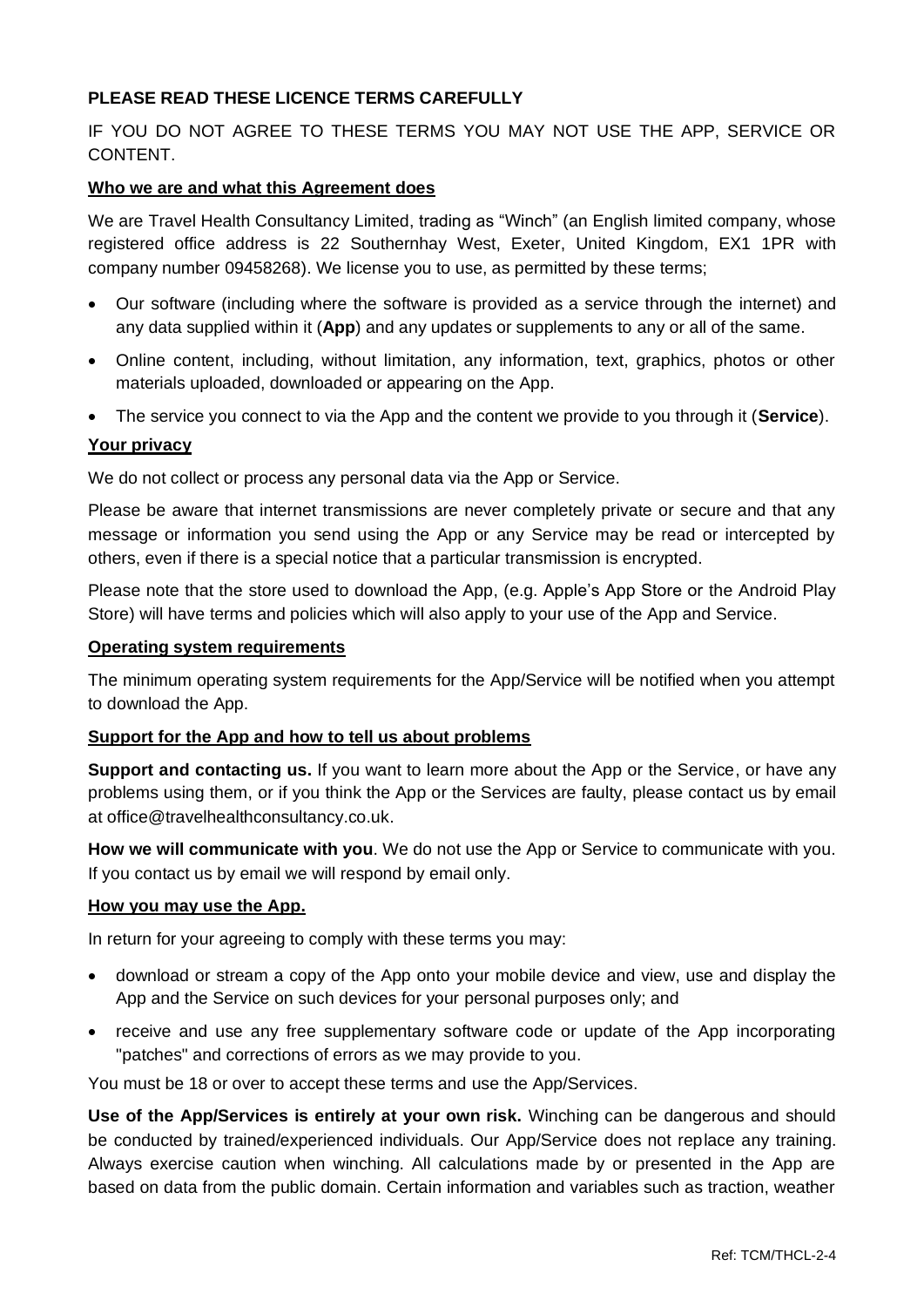**PLEASE READ THESE LICENCE TERMS CAREFULLY**

IF YOU DO NOT AGREE TO THESE TERMS YOU MAY NOT USE THE APP, SERVICE OR CONTENT.

**Who we are and what this Agreement does**

We are Travel Health Consultancy Limited, trading as "Winch" (an English limited company, whose registered office address is 22 Southernhay West, Exeter, United Kingdom, EX1 1PR with company number 09458268). We license you to use, as permitted by these terms;

- Our software (including where the software is provided as a service through the internet) and any data supplied within it (**App**) and any updates or supplements to any or all of the same.
- Online content, including, without limitation, any information, text, graphics, photos or other materials uploaded, downloaded or appearing on the App.
- The service you connect to via the App and the content we provide to you through it (**Service**).

**Your privacy**

We do not collect or process any personal data via the App or Service.

Please be aware that internet transmissions are never completely private or secure and that any message or information you send using the App or any Service may be read or intercepted by others, even if there is a special notice that a particular transmission is encrypted.

Please note that the store used to download the App, (e.g. Apple's App Store or the Android Play Store) will have terms and policies which will also apply to your use of the App and Service.

**Operating system requirements**

The minimum operating system requirements for the App/Service will be notified when you attempt to download the App.

**Support for the App and how to tell us about problems**

**Support and contacting us.** If you want to learn more about the App or the Service, or have any problems using them, or if you think the App or the Services are faulty, please contact us by email at office@travelhealthconsultancy.co.uk.

**How we will communicate with you**. We do not use the App or Service to communicate with you. If you contact us by email we will respond by email only.

**How you may use the App.**

In return for your agreeing to comply with these terms you may:

- download or stream a copy of the App onto your mobile device and view, use and display the App and the Service on such devices for your personal purposes only; and
- receive and use any free supplementary software code or update of the App incorporating "patches" and corrections of errors as we may provide to you.

You must be 18 or over to accept these terms and use the App/Services.

**Use of the App/Services is entirely at your own risk.** Winching can be dangerous and should be conducted by trained/experienced individuals. Our App/Service does not replace any training. Always exercise caution when winching. All calculations made by or presented in the App are based on data from the public domain. Certain information and variables such as traction, weather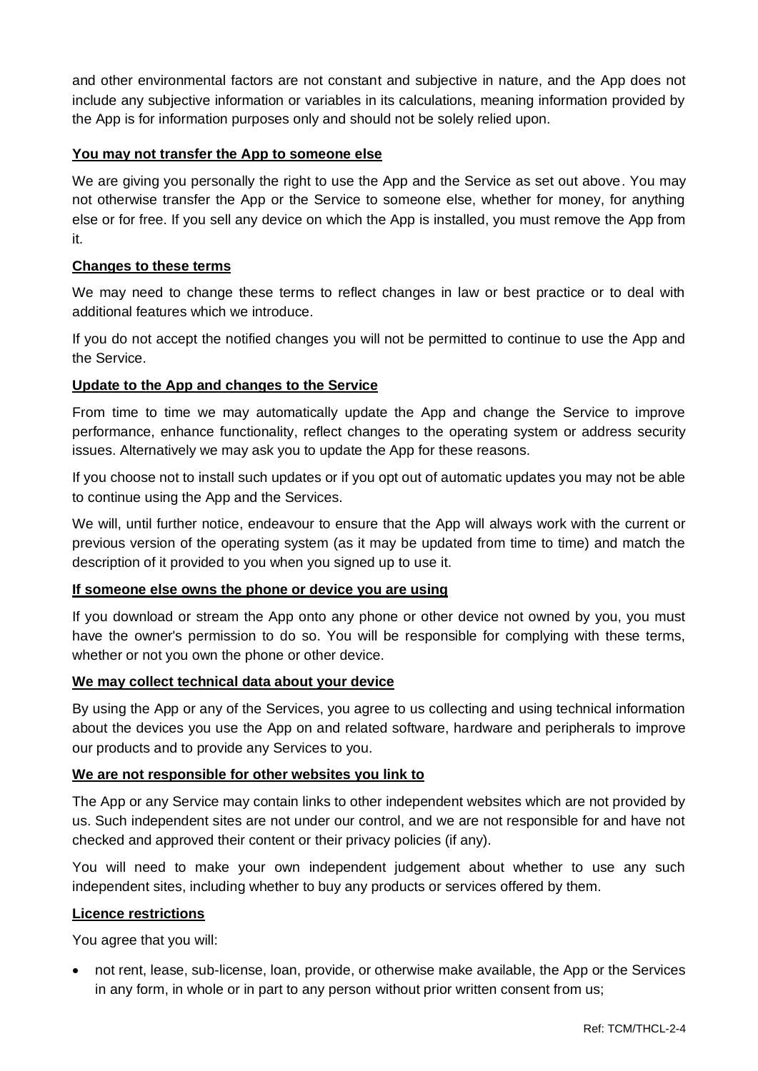and other environmental factors are not constant and subjective in nature, and the App does not include any subjective information or variables in its calculations, meaning information provided by the App is for information purposes only and should not be solely relied upon.

**You may not transfer the App to someone else**

We are giving you personally the right to use the App and the Service as set out above. You may not otherwise transfer the App or the Service to someone else, whether for money, for anything else or for free. If you sell any device on which the App is installed, you must remove the App from it.

**Changes to these terms**

We may need to change these terms to reflect changes in law or best practice or to deal with additional features which we introduce.

If you do not accept the notified changes you will not be permitted to continue to use the App and the Service.

**Update to the App and changes to the Service**

From time to time we may automatically update the App and change the Service to improve performance, enhance functionality, reflect changes to the operating system or address security issues. Alternatively we may ask you to update the App for these reasons.

If you choose not to install such updates or if you opt out of automatic updates you may not be able to continue using the App and the Services.

We will, until further notice, endeavour to ensure that the App will always work with the current or previous version of the operating system (as it may be updated from time to time) and match the description of it provided to you when you signed up to use it.

**If someone else owns the phone or device you are using**

If you download or stream the App onto any phone or other device not owned by you, you must have the owner's permission to do so. You will be responsible for complying with these terms, whether or not you own the phone or other device.

**We may collect technical data about your device**

By using the App or any of the Services, you agree to us collecting and using technical information about the devices you use the App on and related software, hardware and peripherals to improve our products and to provide any Services to you.

**We are not responsible for other websites you link to**

The App or any Service may contain links to other independent websites which are not provided by us. Such independent sites are not under our control, and we are not responsible for and have not checked and approved their content or their privacy policies (if any).

You will need to make your own independent judgement about whether to use any such independent sites, including whether to buy any products or services offered by them.

**Licence restrictions**

You agree that you will:

- not rent, lease, sub-license, loan, provide, or otherwise make available, the App or the Services in any form, in whole or in part to any person without prior written consent from us;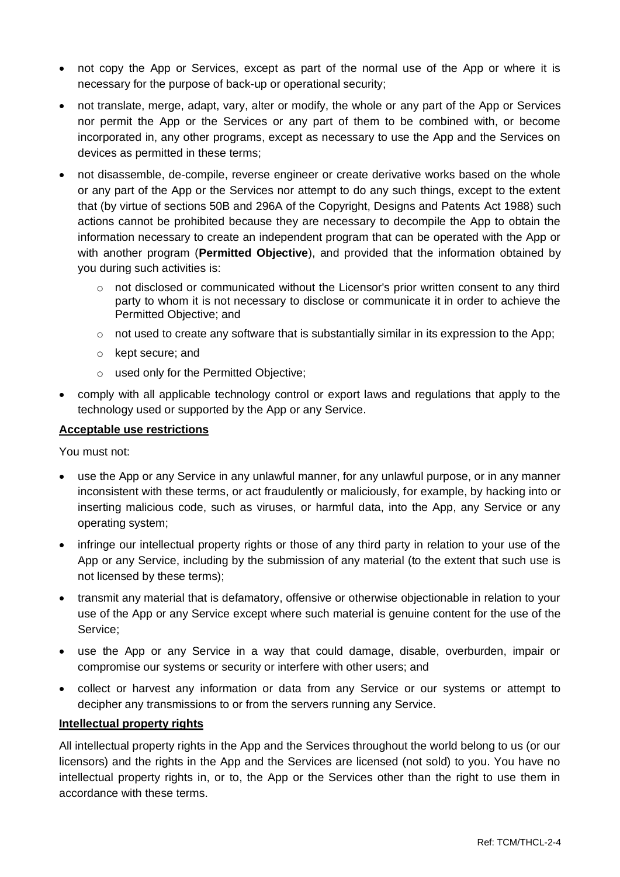- not copy the App or Services, except as part of the normal use of the App or where it is necessary for the purpose of back-up or operational security;
- not translate, merge, adapt, vary, alter or modify, the whole or any part of the App or Services nor permit the App or the Services or any part of them to be combined with, or become incorporated in, any other programs, except as necessary to use the App and the Services on devices as permitted in these terms;
- not disassemble, de-compile, reverse engineer or create derivative works based on the whole or any part of the App or the Services nor attempt to do any such things, except to the extent that (by virtue of sections 50B and 296A of the Copyright, Designs and Patents Act 1988) such actions cannot be prohibited because they are necessary to decompile the App to obtain the information necessary to create an independent program that can be operated with the App or with another program (**Permitted Objective**), and provided that the information obtained by you during such activities is:
  - not disclosed or communicated without the Licensor's prior written consent to any third party to whom it is not necessary to disclose or communicate it in order to achieve the Permitted Objective; and
  - not used to create any software that is substantially similar in its expression to the App;
  - kept secure; and
  - used only for the Permitted Objective;
- comply with all applicable technology control or export laws and regulations that apply to the technology used or supported by the App or any Service.

**Acceptable use restrictions**

You must not:

- use the App or any Service in any unlawful manner, for any unlawful purpose, or in any manner inconsistent with these terms, or act fraudulently or maliciously, for example, by hacking into or inserting malicious code, such as viruses, or harmful data, into the App, any Service or any operating system;
- infringe our intellectual property rights or those of any third party in relation to your use of the App or any Service, including by the submission of any material (to the extent that such use is not licensed by these terms);
- transmit any material that is defamatory, offensive or otherwise objectionable in relation to your use of the App or any Service except where such material is genuine content for the use of the Service;
- use the App or any Service in a way that could damage, disable, overburden, impair or compromise our systems or security or interfere with other users; and
- collect or harvest any information or data from any Service or our systems or attempt to decipher any transmissions to or from the servers running any Service.

**Intellectual property rights**

All intellectual property rights in the App and the Services throughout the world belong to us (or our licensors) and the rights in the App and the Services are licensed (not sold) to you. You have no intellectual property rights in, or to, the App or the Services other than the right to use them in accordance with these terms.

Ref: TCM/THCL-2-4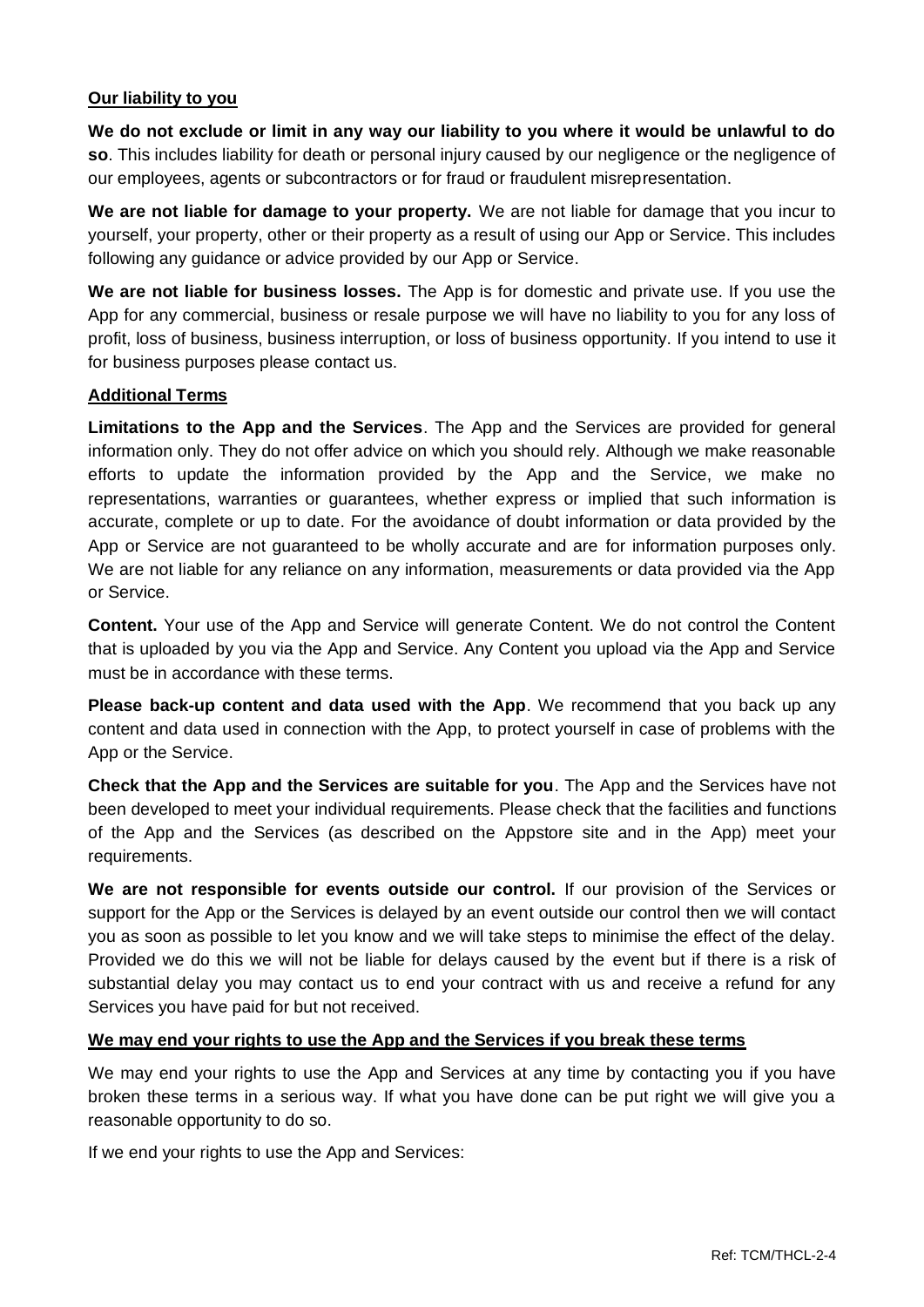**Our liability to you**

**We do not exclude or limit in any way our liability to you where it would be unlawful to do so**. This includes liability for death or personal injury caused by our negligence or the negligence of our employees, agents or subcontractors or for fraud or fraudulent misrepresentation.

**We are not liable for damage to your property.** We are not liable for damage that you incur to yourself, your property, other or their property as a result of using our App or Service. This includes following any guidance or advice provided by our App or Service.

**We are not liable for business losses.** The App is for domestic and private use. If you use the App for any commercial, business or resale purpose we will have no liability to you for any loss of profit, loss of business, business interruption, or loss of business opportunity. If you intend to use it for business purposes please contact us.

**Additional Terms**

**Limitations to the App and the Services**. The App and the Services are provided for general information only. They do not offer advice on which you should rely. Although we make reasonable efforts to update the information provided by the App and the Service, we make no representations, warranties or guarantees, whether express or implied that such information is accurate, complete or up to date. For the avoidance of doubt information or data provided by the App or Service are not guaranteed to be wholly accurate and are for information purposes only. We are not liable for any reliance on any information, measurements or data provided via the App or Service.

**Content.** Your use of the App and Service will generate Content. We do not control the Content that is uploaded by you via the App and Service. Any Content you upload via the App and Service must be in accordance with these terms.

**Please back-up content and data used with the App**. We recommend that you back up any content and data used in connection with the App, to protect yourself in case of problems with the App or the Service.

**Check that the App and the Services are suitable for you**. The App and the Services have not been developed to meet your individual requirements. Please check that the facilities and functions of the App and the Services (as described on the Appstore site and in the App) meet your requirements.

**We are not responsible for events outside our control.** If our provision of the Services or support for the App or the Services is delayed by an event outside our control then we will contact you as soon as possible to let you know and we will take steps to minimise the effect of the delay. Provided we do this we will not be liable for delays caused by the event but if there is a risk of substantial delay you may contact us to end your contract with us and receive a refund for any Services you have paid for but not received.

**We may end your rights to use the App and the Services if you break these terms**

We may end your rights to use the App and Services at any time by contacting you if you have broken these terms in a serious way. If what you have done can be put right we will give you a reasonable opportunity to do so.

If we end your rights to use the App and Services: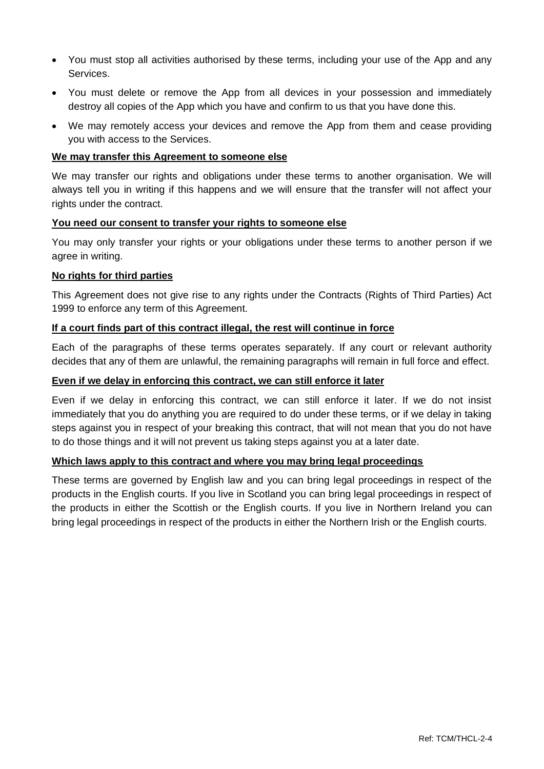- You must stop all activities authorised by these terms, including your use of the App and any Services.
- You must delete or remove the App from all devices in your possession and immediately destroy all copies of the App which you have and confirm to us that you have done this.
- We may remotely access your devices and remove the App from them and cease providing you with access to the Services.

**We may transfer this Agreement to someone else**

We may transfer our rights and obligations under these terms to another organisation. We will always tell you in writing if this happens and we will ensure that the transfer will not affect your rights under the contract.

**You need our consent to transfer your rights to someone else**

You may only transfer your rights or your obligations under these terms to another person if we agree in writing.

**No rights for third parties**

This Agreement does not give rise to any rights under the Contracts (Rights of Third Parties) Act 1999 to enforce any term of this Agreement.

**If a court finds part of this contract illegal, the rest will continue in force**

Each of the paragraphs of these terms operates separately. If any court or relevant authority decides that any of them are unlawful, the remaining paragraphs will remain in full force and effect.

**Even if we delay in enforcing this contract, we can still enforce it later**

Even if we delay in enforcing this contract, we can still enforce it later. If we do not insist immediately that you do anything you are required to do under these terms, or if we delay in taking steps against you in respect of your breaking this contract, that will not mean that you do not have to do those things and it will not prevent us taking steps against you at a later date.

**Which laws apply to this contract and where you may bring legal proceedings**

These terms are governed by English law and you can bring legal proceedings in respect of the products in the English courts. If you live in Scotland you can bring legal proceedings in respect of the products in either the Scottish or the English courts. If you live in Northern Ireland you can bring legal proceedings in respect of the products in either the Northern Irish or the English courts.

Ref: TCM/THCL-2-4